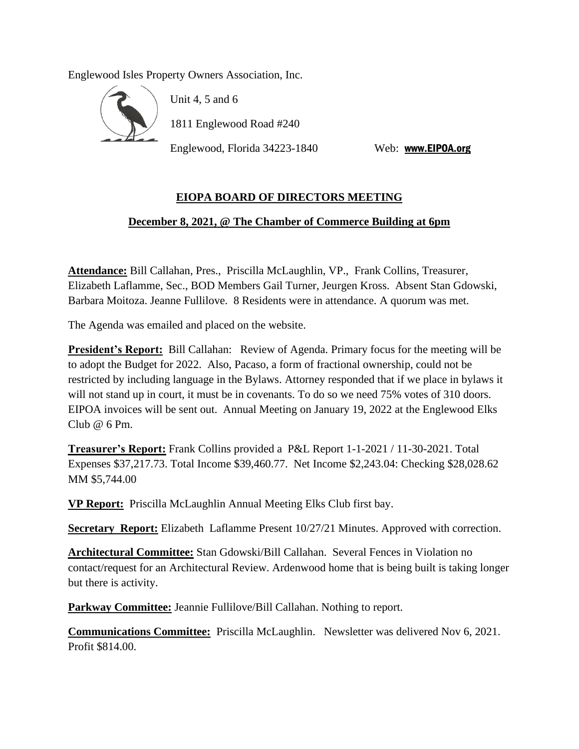Englewood Isles Property Owners Association, Inc.

Unit 4, 5 and 6

1811 Englewood Road #240

Englewood, Florida 34223-1840 Web: **www.EIPOA.org**

## EIOPA BOARD OF DIRECTORS MEETING

### December 8, 2021, @ The Chamber of Commerce Building at 6pm

**Attendance:** Bill Callahan, Pres., Priscilla McLaughlin, VP., Frank Collins, Treasurer, Elizabeth Laflamme, Sec., BOD Members Gail Turner, Jeurgen Kross. Absent Stan Gdowski, Barbara Moitoza. Jeanne Fullilove. 8 Residents were in attendance. A quorum was met.

The Agenda was emailed and placed on the website.

**President's Report:** Bill Callahan: Review of Agenda. Primary focus for the meeting will be to adopt the Budget for 2022. Also, Pacaso, a form of fractional ownership, could not be restricted by including language in the Bylaws. Attorney responded that if we place in bylaws it will not stand up in court, it must be in covenants. To do so we need 75% votes of 310 doors. EIPOA invoices will be sent out. Annual Meeting on January 19, 2022 at the Englewood Elks Club @ 6 Pm.

**Treasurer's Report:** Frank Collins provided a P&L Report 1-1-2021 / 11-30-2021. Total Expenses $37,217.73. Total Income $39,460.77. Net Income $2,243.04: Checking $28,028.62 MM $5,744.00

**VP Report:** Priscilla McLaughlin Annual Meeting Elks Club first bay.

**Secretary Report:** Elizabeth Laflamme Present 10/27/21 Minutes. Approved with correction.

**Architectural Committee:** Stan Gdowski/Bill Callahan. Several Fences in Violation no contact/request for an Architectural Review. Ardenwood home that is being built is taking longer but there is activity.

**Parkway Committee:** Jeannie Fullilove/Bill Callahan. Nothing to report.

**Communications Committee:** Priscilla McLaughlin. Newsletter was delivered Nov 6, 2021. Profit $814.00.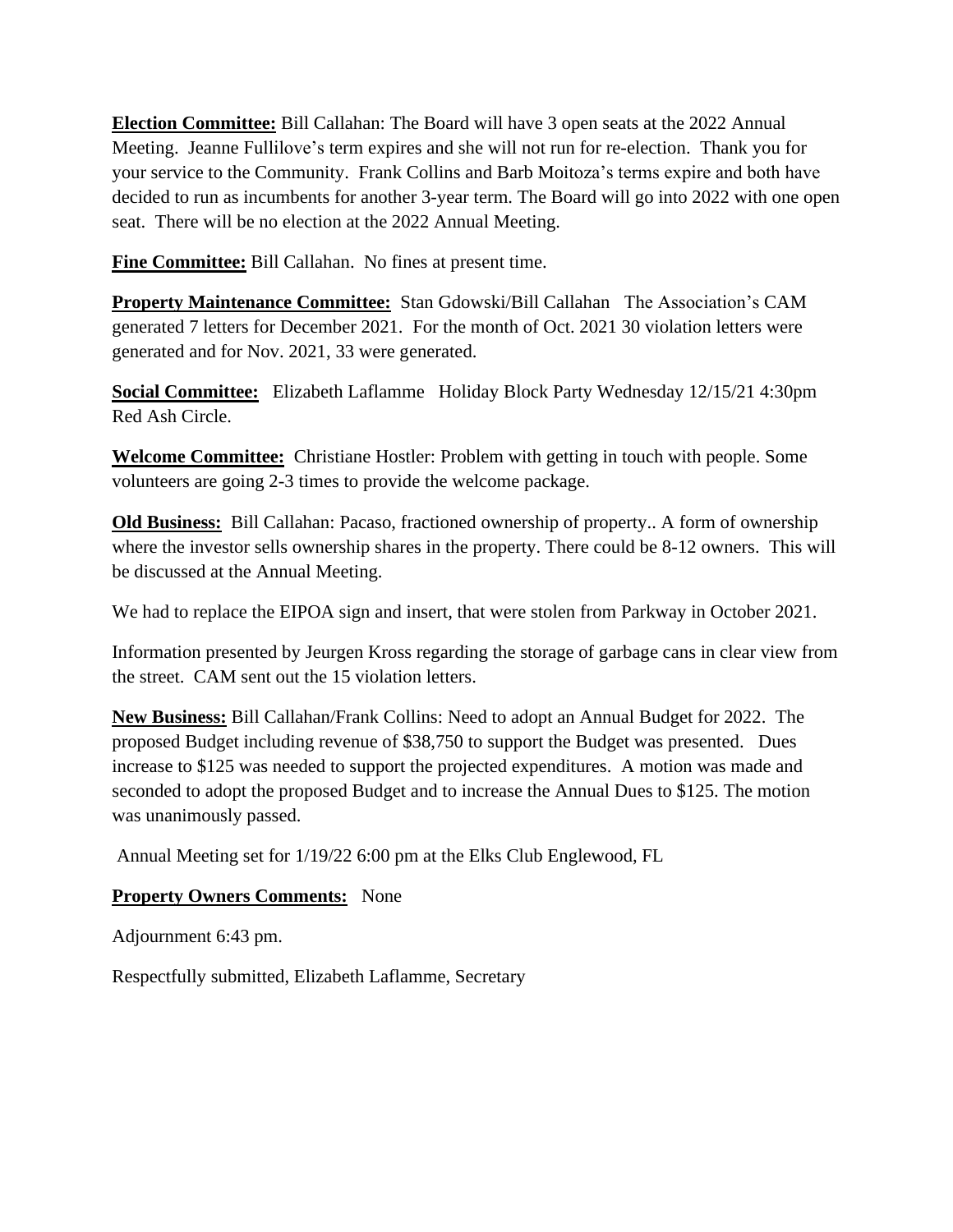**Election Committee:** Bill Callahan: The Board will have 3 open seats at the 2022 Annual Meeting. Jeanne Fullilove's term expires and she will not run for re-election. Thank you for your service to the Community. Frank Collins and Barb Moitoza's terms expire and both have decided to run as incumbents for another 3-year term. The Board will go into 2022 with one open seat. There will be no election at the 2022 Annual Meeting.

**Fine Committee:** Bill Callahan. No fines at present time.

**Property Maintenance Committee:** Stan Gdowski/Bill Callahan The Association's CAM generated 7 letters for December 2021. For the month of Oct. 2021 30 violation letters were generated and for Nov. 2021, 33 were generated.

**Social Committee:** Elizabeth Laflamme Holiday Block Party Wednesday 12/15/21 4:30pm Red Ash Circle.

**Welcome Committee:** Christiane Hostler: Problem with getting in touch with people. Some volunteers are going 2-3 times to provide the welcome package.

**Old Business:** Bill Callahan: Pacaso, fractioned ownership of property.. A form of ownership where the investor sells ownership shares in the property. There could be 8-12 owners. This will be discussed at the Annual Meeting.

We had to replace the EIPOA sign and insert, that were stolen from Parkway in October 2021.

Information presented by Jeurgen Kross regarding the storage of garbage cans in clear view from the street. CAM sent out the 15 violation letters.

**New Business:** Bill Callahan/Frank Collins: Need to adopt an Annual Budget for 2022. The proposed Budget including revenue of $38,750 to support the Budget was presented. Dues increase to $125 was needed to support the projected expenditures. A motion was made and seconded to adopt the proposed Budget and to increase the Annual Dues to $125. The motion was unanimously passed.

Annual Meeting set for 1/19/22 6:00 pm at the Elks Club Englewood, FL

**Property Owners Comments:** None

Adjournment 6:43 pm.

Respectfully submitted, Elizabeth Laflamme, Secretary